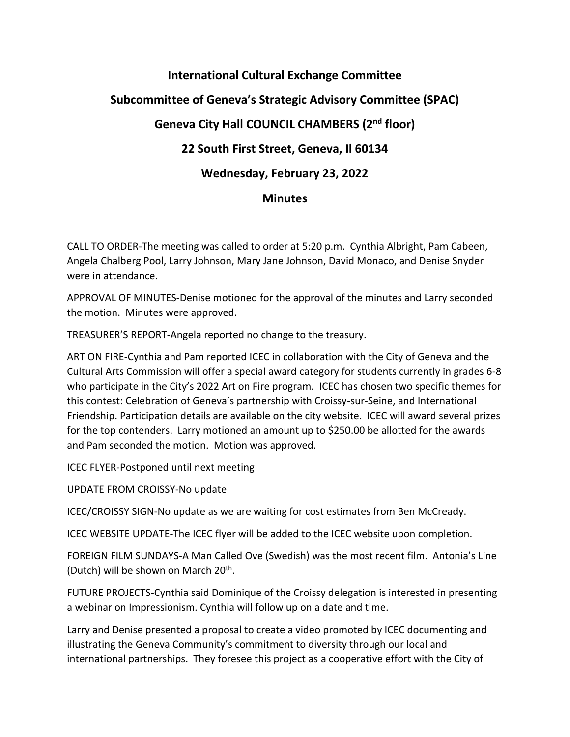# International Cultural Exchange Committee

## Subcommittee of Geneva's Strategic Advisory Committee (SPAC)

## Geneva City Hall COUNCIL CHAMBERS (2nd floor)

## 22 South First Street, Geneva, Il 60134

## Wednesday, February 23, 2022

## Minutes

CALL TO ORDER-The meeting was called to order at 5:20 p.m. Cynthia Albright, Pam Cabeen, Angela Chalberg Pool, Larry Johnson, Mary Jane Johnson, David Monaco, and Denise Snyder were in attendance.

APPROVAL OF MINUTES-Denise motioned for the approval of the minutes and Larry seconded the motion. Minutes were approved.

TREASURER'S REPORT-Angela reported no change to the treasury.

ART ON FIRE-Cynthia and Pam reported ICEC in collaboration with the City of Geneva and the Cultural Arts Commission will offer a special award category for students currently in grades 6-8 who participate in the City's 2022 Art on Fire program. ICEC has chosen two specific themes for this contest: Celebration of Geneva's partnership with Croissy-sur-Seine, and International Friendship. Participation details are available on the city website. ICEC will award several prizes for the top contenders. Larry motioned an amount up to $250.00 be allotted for the awards and Pam seconded the motion. Motion was approved.

ICEC FLYER-Postponed until next meeting

UPDATE FROM CROISSY-No update

ICEC/CROISSY SIGN-No update as we are waiting for cost estimates from Ben McCready.

ICEC WEBSITE UPDATE-The ICEC flyer will be added to the ICEC website upon completion.

FOREIGN FILM SUNDAYS-A Man Called Ove (Swedish) was the most recent film. Antonia's Line (Dutch) will be shown on March 20th.

FUTURE PROJECTS-Cynthia said Dominique of the Croissy delegation is interested in presenting a webinar on Impressionism. Cynthia will follow up on a date and time.

Larry and Denise presented a proposal to create a video promoted by ICEC documenting and illustrating the Geneva Community's commitment to diversity through our local and international partnerships. They foresee this project as a cooperative effort with the City of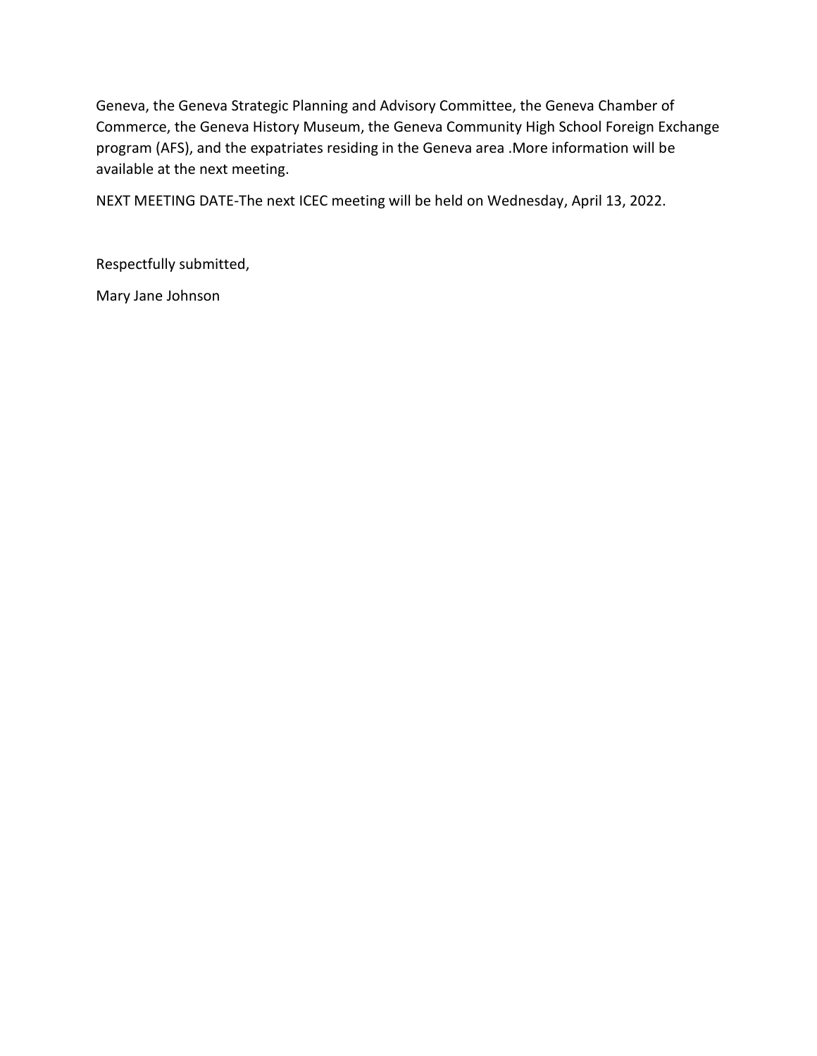Geneva, the Geneva Strategic Planning and Advisory Committee, the Geneva Chamber of Commerce, the Geneva History Museum, the Geneva Community High School Foreign Exchange program (AFS), and the expatriates residing in the Geneva area .More information will be available at the next meeting.

NEXT MEETING DATE-The next ICEC meeting will be held on Wednesday, April 13, 2022.

Respectfully submitted,

Mary Jane Johnson